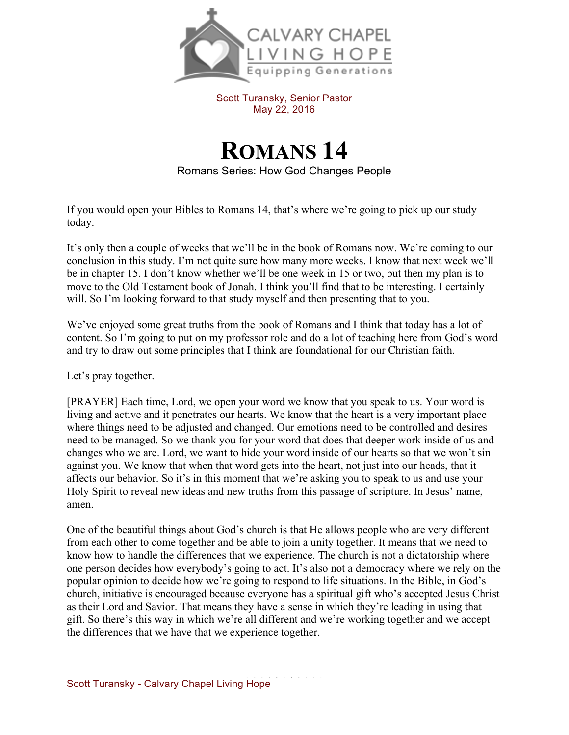CALVARY CHAPEL
LIVING HOPE
Equipping Generations

Scott Turansky, Senior Pastor
May 22, 2016

# ROMANS 14

Romans Series: How God Changes People

If you would open your Bibles to Romans 14, that's where we're going to pick up our study today.

It's only then a couple of weeks that we'll be in the book of Romans now. We're coming to our conclusion in this study. I'm not quite sure how many more weeks. I know that next week we'll be in chapter 15. I don't know whether we'll be one week in 15 or two, but then my plan is to move to the Old Testament book of Jonah. I think you'll find that to be interesting. I certainly will. So I'm looking forward to that study myself and then presenting that to you.

We've enjoyed some great truths from the book of Romans and I think that today has a lot of content. So I'm going to put on my professor role and do a lot of teaching here from God's word and try to draw out some principles that I think are foundational for our Christian faith.

Let's pray together.

[PRAYER] Each time, Lord, we open your word we know that you speak to us. Your word is living and active and it penetrates our hearts. We know that the heart is a very important place where things need to be adjusted and changed. Our emotions need to be controlled and desires need to be managed. So we thank you for your word that does that deeper work inside of us and changes who we are. Lord, we want to hide your word inside of our hearts so that we won't sin against you. We know that when that word gets into the heart, not just into our heads, that it affects our behavior. So it's in this moment that we're asking you to speak to us and use your Holy Spirit to reveal new ideas and new truths from this passage of scripture. In Jesus' name, amen.

One of the beautiful things about God's church is that He allows people who are very different from each other to come together and be able to join a unity together. It means that we need to know how to handle the differences that we experience. The church is not a dictatorship where one person decides how everybody's going to act. It's also not a democracy where we rely on the popular opinion to decide how we're going to respond to life situations. In the Bible, in God's church, initiative is encouraged because everyone has a spiritual gift who's accepted Jesus Christ as their Lord and Savior. That means they have a sense in which they're leading in using that gift. So there's this way in which we're all different and we're working together and we accept the differences that we have that we experience together.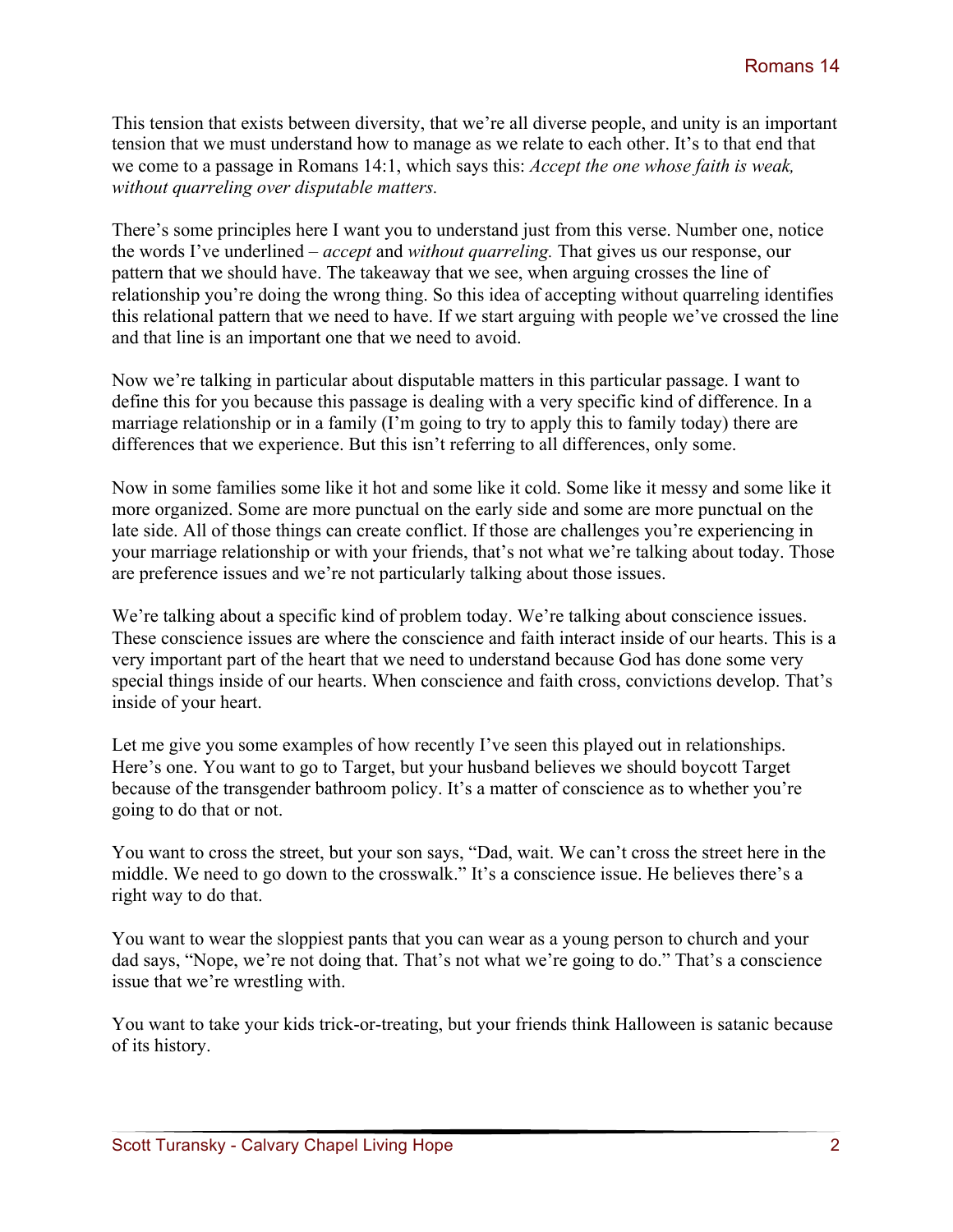This tension that exists between diversity, that we're all diverse people, and unity is an important tension that we must understand how to manage as we relate to each other. It's to that end that we come to a passage in Romans 14:1, which says this: *Accept the one whose faith is weak, without quarreling over disputable matters.*

There's some principles here I want you to understand just from this verse. Number one, notice the words I've underlined – *accept* and *without quarreling.* That gives us our response, our pattern that we should have. The takeaway that we see, when arguing crosses the line of relationship you're doing the wrong thing. So this idea of accepting without quarreling identifies this relational pattern that we need to have. If we start arguing with people we've crossed the line and that line is an important one that we need to avoid.

Now we're talking in particular about disputable matters in this particular passage. I want to define this for you because this passage is dealing with a very specific kind of difference. In a marriage relationship or in a family (I'm going to try to apply this to family today) there are differences that we experience. But this isn't referring to all differences, only some.

Now in some families some like it hot and some like it cold. Some like it messy and some like it more organized. Some are more punctual on the early side and some are more punctual on the late side. All of those things can create conflict. If those are challenges you're experiencing in your marriage relationship or with your friends, that's not what we're talking about today. Those are preference issues and we're not particularly talking about those issues.

We're talking about a specific kind of problem today. We're talking about conscience issues. These conscience issues are where the conscience and faith interact inside of our hearts. This is a very important part of the heart that we need to understand because God has done some very special things inside of our hearts. When conscience and faith cross, convictions develop. That's inside of your heart.

Let me give you some examples of how recently I've seen this played out in relationships. Here's one. You want to go to Target, but your husband believes we should boycott Target because of the transgender bathroom policy. It's a matter of conscience as to whether you're going to do that or not.

You want to cross the street, but your son says, "Dad, wait. We can't cross the street here in the middle. We need to go down to the crosswalk." It's a conscience issue. He believes there's a right way to do that.

You want to wear the sloppiest pants that you can wear as a young person to church and your dad says, "Nope, we're not doing that. That's not what we're going to do." That's a conscience issue that we're wrestling with.

You want to take your kids trick-or-treating, but your friends think Halloween is satanic because of its history.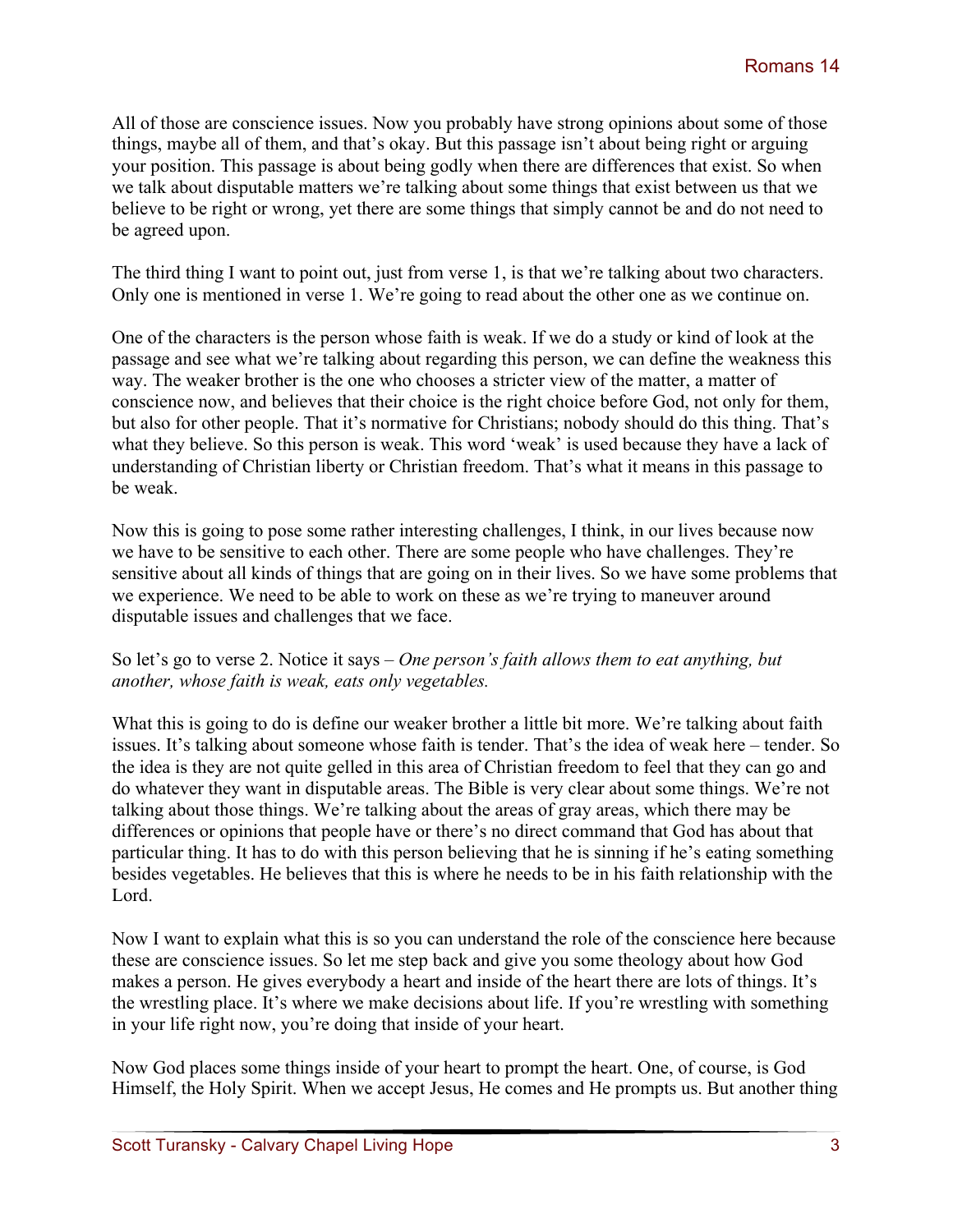All of those are conscience issues. Now you probably have strong opinions about some of those things, maybe all of them, and that's okay. But this passage isn't about being right or arguing your position. This passage is about being godly when there are differences that exist. So when we talk about disputable matters we're talking about some things that exist between us that we believe to be right or wrong, yet there are some things that simply cannot be and do not need to be agreed upon.

The third thing I want to point out, just from verse 1, is that we're talking about two characters. Only one is mentioned in verse 1. We're going to read about the other one as we continue on.

One of the characters is the person whose faith is weak. If we do a study or kind of look at the passage and see what we're talking about regarding this person, we can define the weakness this way. The weaker brother is the one who chooses a stricter view of the matter, a matter of conscience now, and believes that their choice is the right choice before God, not only for them, but also for other people. That it's normative for Christians; nobody should do this thing. That's what they believe. So this person is weak. This word 'weak' is used because they have a lack of understanding of Christian liberty or Christian freedom. That's what it means in this passage to be weak.

Now this is going to pose some rather interesting challenges, I think, in our lives because now we have to be sensitive to each other. There are some people who have challenges. They're sensitive about all kinds of things that are going on in their lives. So we have some problems that we experience. We need to be able to work on these as we're trying to maneuver around disputable issues and challenges that we face.

So let's go to verse 2. Notice it says – *One person's faith allows them to eat anything, but another, whose faith is weak, eats only vegetables.*

What this is going to do is define our weaker brother a little bit more. We're talking about faith issues. It's talking about someone whose faith is tender. That's the idea of weak here – tender. So the idea is they are not quite gelled in this area of Christian freedom to feel that they can go and do whatever they want in disputable areas. The Bible is very clear about some things. We're not talking about those things. We're talking about the areas of gray areas, which there may be differences or opinions that people have or there's no direct command that God has about that particular thing. It has to do with this person believing that he is sinning if he's eating something besides vegetables. He believes that this is where he needs to be in his faith relationship with the Lord.

Now I want to explain what this is so you can understand the role of the conscience here because these are conscience issues. So let me step back and give you some theology about how God makes a person. He gives everybody a heart and inside of the heart there are lots of things. It's the wrestling place. It's where we make decisions about life. If you're wrestling with something in your life right now, you're doing that inside of your heart.

Now God places some things inside of your heart to prompt the heart. One, of course, is God Himself, the Holy Spirit. When we accept Jesus, He comes and He prompts us. But another thing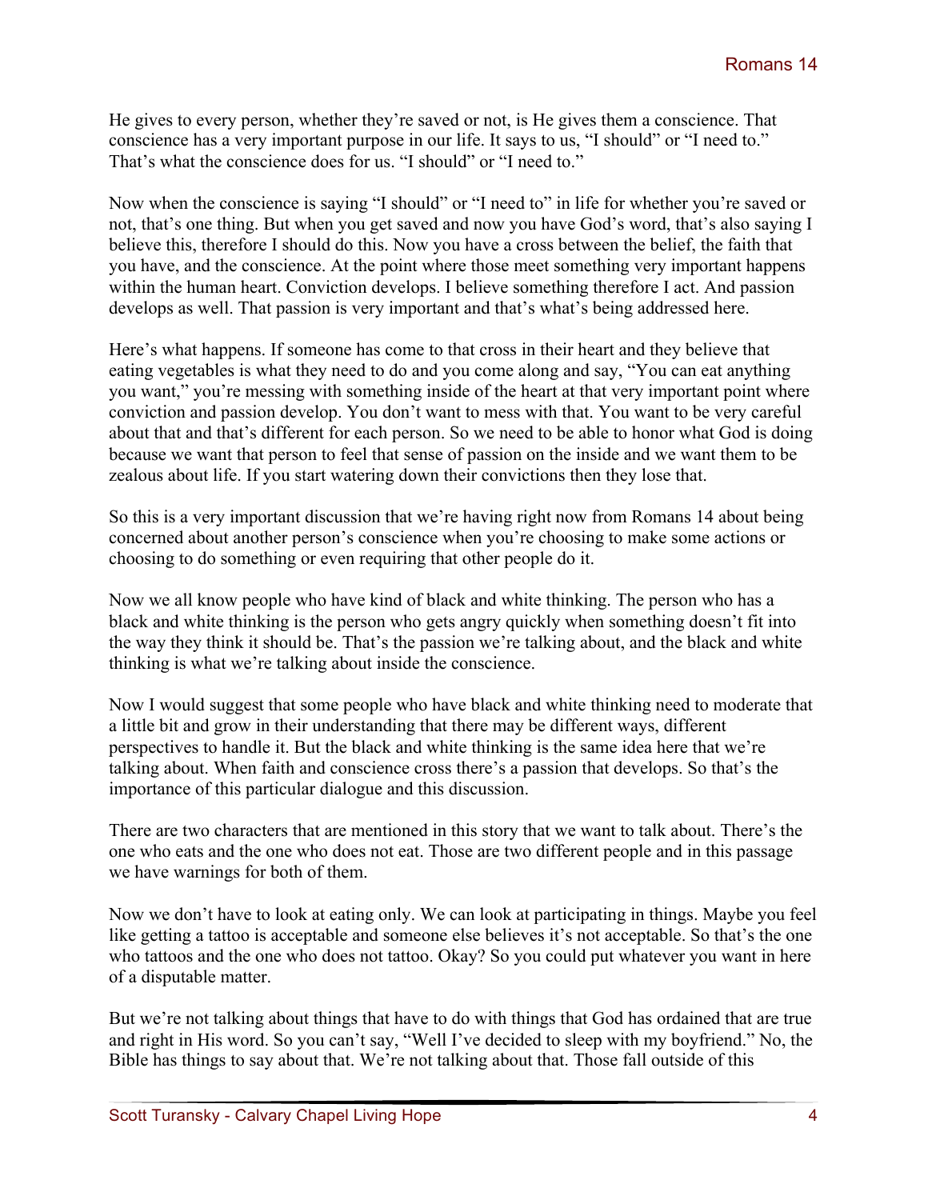He gives to every person, whether they're saved or not, is He gives them a conscience. That conscience has a very important purpose in our life. It says to us, "I should" or "I need to." That's what the conscience does for us. "I should" or "I need to."

Now when the conscience is saying "I should" or "I need to" in life for whether you're saved or not, that's one thing. But when you get saved and now you have God's word, that's also saying I believe this, therefore I should do this. Now you have a cross between the belief, the faith that you have, and the conscience. At the point where those meet something very important happens within the human heart. Conviction develops. I believe something therefore I act. And passion develops as well. That passion is very important and that's what's being addressed here.

Here's what happens. If someone has come to that cross in their heart and they believe that eating vegetables is what they need to do and you come along and say, "You can eat anything you want," you're messing with something inside of the heart at that very important point where conviction and passion develop. You don't want to mess with that. You want to be very careful about that and that's different for each person. So we need to be able to honor what God is doing because we want that person to feel that sense of passion on the inside and we want them to be zealous about life. If you start watering down their convictions then they lose that.

So this is a very important discussion that we're having right now from Romans 14 about being concerned about another person's conscience when you're choosing to make some actions or choosing to do something or even requiring that other people do it.

Now we all know people who have kind of black and white thinking. The person who has a black and white thinking is the person who gets angry quickly when something doesn't fit into the way they think it should be. That's the passion we're talking about, and the black and white thinking is what we're talking about inside the conscience.

Now I would suggest that some people who have black and white thinking need to moderate that a little bit and grow in their understanding that there may be different ways, different perspectives to handle it. But the black and white thinking is the same idea here that we're talking about. When faith and conscience cross there's a passion that develops. So that's the importance of this particular dialogue and this discussion.

There are two characters that are mentioned in this story that we want to talk about. There's the one who eats and the one who does not eat. Those are two different people and in this passage we have warnings for both of them.

Now we don't have to look at eating only. We can look at participating in things. Maybe you feel like getting a tattoo is acceptable and someone else believes it's not acceptable. So that's the one who tattoos and the one who does not tattoo. Okay? So you could put whatever you want in here of a disputable matter.

But we're not talking about things that have to do with things that God has ordained that are true and right in His word. So you can't say, "Well I've decided to sleep with my boyfriend." No, the Bible has things to say about that. We're not talking about that. Those fall outside of this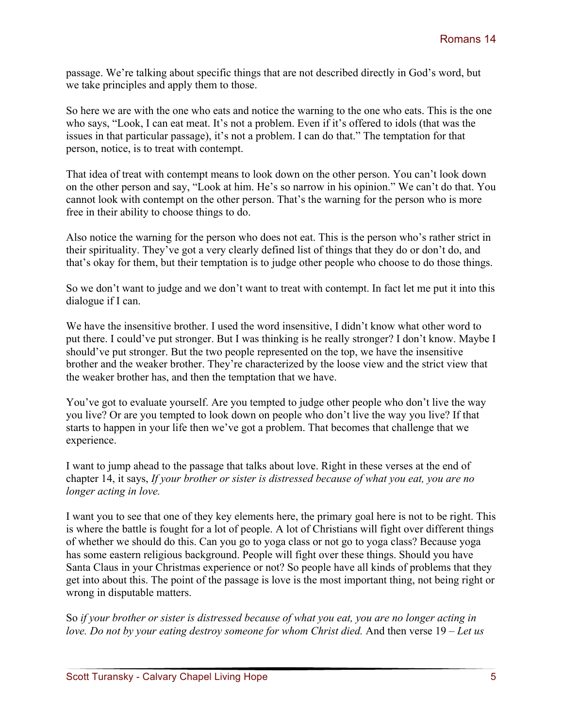passage. We're talking about specific things that are not described directly in God's word, but we take principles and apply them to those.

So here we are with the one who eats and notice the warning to the one who eats. This is the one who says, "Look, I can eat meat. It's not a problem. Even if it's offered to idols (that was the issues in that particular passage), it's not a problem. I can do that." The temptation for that person, notice, is to treat with contempt.

That idea of treat with contempt means to look down on the other person. You can't look down on the other person and say, "Look at him. He's so narrow in his opinion." We can't do that. You cannot look with contempt on the other person. That's the warning for the person who is more free in their ability to choose things to do.

Also notice the warning for the person who does not eat. This is the person who's rather strict in their spirituality. They've got a very clearly defined list of things that they do or don't do, and that's okay for them, but their temptation is to judge other people who choose to do those things.

So we don't want to judge and we don't want to treat with contempt. In fact let me put it into this dialogue if I can.

We have the insensitive brother. I used the word insensitive, I didn't know what other word to put there. I could've put stronger. But I was thinking is he really stronger? I don't know. Maybe I should've put stronger. But the two people represented on the top, we have the insensitive brother and the weaker brother. They're characterized by the loose view and the strict view that the weaker brother has, and then the temptation that we have.

You've got to evaluate yourself. Are you tempted to judge other people who don't live the way you live? Or are you tempted to look down on people who don't live the way you live? If that starts to happen in your life then we've got a problem. That becomes that challenge that we experience.

I want to jump ahead to the passage that talks about love. Right in these verses at the end of chapter 14, it says, *If your brother or sister is distressed because of what you eat, you are no longer acting in love.*

I want you to see that one of they key elements here, the primary goal here is not to be right. This is where the battle is fought for a lot of people. A lot of Christians will fight over different things of whether we should do this. Can you go to yoga class or not go to yoga class? Because yoga has some eastern religious background. People will fight over these things. Should you have Santa Claus in your Christmas experience or not? So people have all kinds of problems that they get into about this. The point of the passage is love is the most important thing, not being right or wrong in disputable matters.

So *if your brother or sister is distressed because of what you eat, you are no longer acting in love. Do not by your eating destroy someone for whom Christ died.* And then verse 19 – *Let us*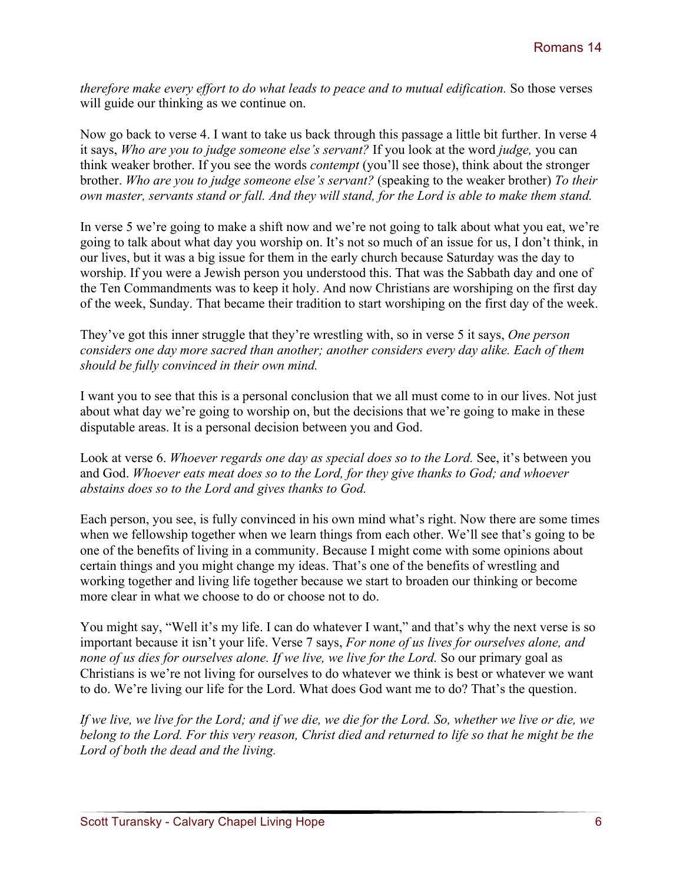*therefore make every effort to do what leads to peace and to mutual edification.* So those verses will guide our thinking as we continue on.

Now go back to verse 4. I want to take us back through this passage a little bit further. In verse 4 it says, *Who are you to judge someone else's servant?* If you look at the word *judge,* you can think weaker brother. If you see the words *contempt* (you'll see those), think about the stronger brother. *Who are you to judge someone else's servant?* (speaking to the weaker brother) *To their own master, servants stand or fall. And they will stand, for the Lord is able to make them stand.*

In verse 5 we're going to make a shift now and we're not going to talk about what you eat, we're going to talk about what day you worship on. It's not so much of an issue for us, I don't think, in our lives, but it was a big issue for them in the early church because Saturday was the day to worship. If you were a Jewish person you understood this. That was the Sabbath day and one of the Ten Commandments was to keep it holy. And now Christians are worshiping on the first day of the week, Sunday. That became their tradition to start worshiping on the first day of the week.

They've got this inner struggle that they're wrestling with, so in verse 5 it says, *One person considers one day more sacred than another; another considers every day alike. Each of them should be fully convinced in their own mind.*

I want you to see that this is a personal conclusion that we all must come to in our lives. Not just about what day we're going to worship on, but the decisions that we're going to make in these disputable areas. It is a personal decision between you and God.

Look at verse 6. *Whoever regards one day as special does so to the Lord.* See, it's between you and God. *Whoever eats meat does so to the Lord, for they give thanks to God; and whoever abstains does so to the Lord and gives thanks to God.*

Each person, you see, is fully convinced in his own mind what's right. Now there are some times when we fellowship together when we learn things from each other. We'll see that's going to be one of the benefits of living in a community. Because I might come with some opinions about certain things and you might change my ideas. That's one of the benefits of wrestling and working together and living life together because we start to broaden our thinking or become more clear in what we choose to do or choose not to do.

You might say, "Well it's my life. I can do whatever I want," and that's why the next verse is so important because it isn't your life. Verse 7 says, *For none of us lives for ourselves alone, and none of us dies for ourselves alone. If we live, we live for the Lord.* So our primary goal as Christians is we're not living for ourselves to do whatever we think is best or whatever we want to do. We're living our life for the Lord. What does God want me to do? That's the question.

*If we live, we live for the Lord; and if we die, we die for the Lord. So, whether we live or die, we belong to the Lord. For this very reason, Christ died and returned to life so that he might be the Lord of both the dead and the living.*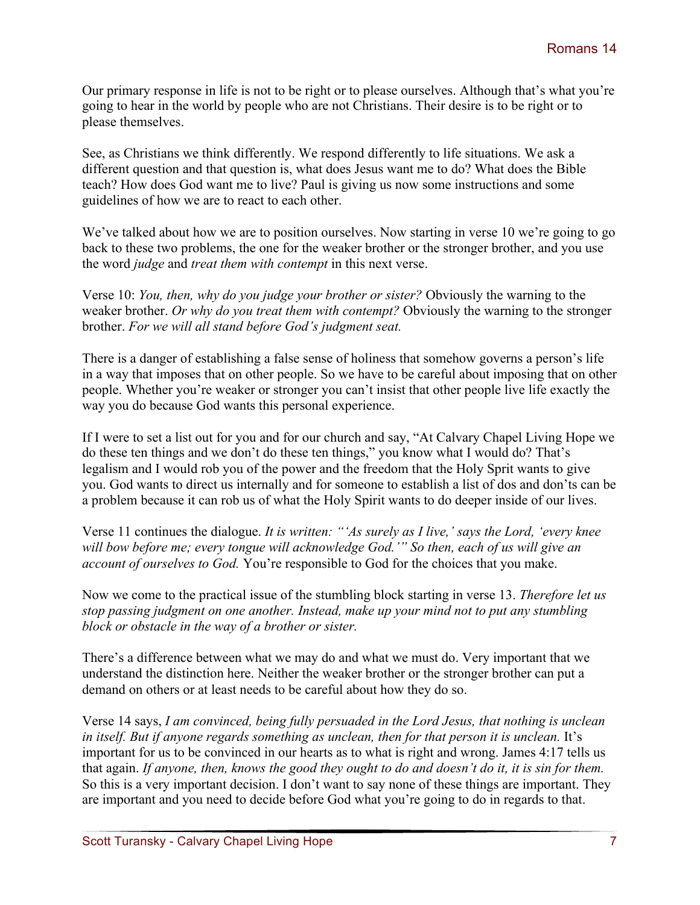Our primary response in life is not to be right or to please ourselves. Although that's what you're going to hear in the world by people who are not Christians. Their desire is to be right or to please themselves.

See, as Christians we think differently. We respond differently to life situations. We ask a different question and that question is, what does Jesus want me to do? What does the Bible teach? How does God want me to live? Paul is giving us now some instructions and some guidelines of how we are to react to each other.

We've talked about how we are to position ourselves. Now starting in verse 10 we're going to go back to these two problems, the one for the weaker brother or the stronger brother, and you use the word *judge* and *treat them with contempt* in this next verse.

Verse 10: *You, then, why do you judge your brother or sister?* Obviously the warning to the weaker brother. *Or why do you treat them with contempt?* Obviously the warning to the stronger brother. *For we will all stand before God's judgment seat.*

There is a danger of establishing a false sense of holiness that somehow governs a person's life in a way that imposes that on other people. So we have to be careful about imposing that on other people. Whether you're weaker or stronger you can't insist that other people live life exactly the way you do because God wants this personal experience.

If I were to set a list out for you and for our church and say, "At Calvary Chapel Living Hope we do these ten things and we don't do these ten things," you know what I would do? That's legalism and I would rob you of the power and the freedom that the Holy Sprit wants to give you. God wants to direct us internally and for someone to establish a list of dos and don'ts can be a problem because it can rob us of what the Holy Spirit wants to do deeper inside of our lives.

Verse 11 continues the dialogue. *It is written: "'As surely as I live,' says the Lord, 'every knee will bow before me; every tongue will acknowledge God.'" So then, each of us will give an account of ourselves to God.* You're responsible to God for the choices that you make.

Now we come to the practical issue of the stumbling block starting in verse 13. *Therefore let us stop passing judgment on one another. Instead, make up your mind not to put any stumbling block or obstacle in the way of a brother or sister.*

There's a difference between what we may do and what we must do. Very important that we understand the distinction here. Neither the weaker brother or the stronger brother can put a demand on others or at least needs to be careful about how they do so.

Verse 14 says, *I am convinced, being fully persuaded in the Lord Jesus, that nothing is unclean in itself. But if anyone regards something as unclean, then for that person it is unclean.* It's important for us to be convinced in our hearts as to what is right and wrong. James 4:17 tells us that again. *If anyone, then, knows the good they ought to do and doesn't do it, it is sin for them.* So this is a very important decision. I don't want to say none of these things are important. They are important and you need to decide before God what you're going to do in regards to that.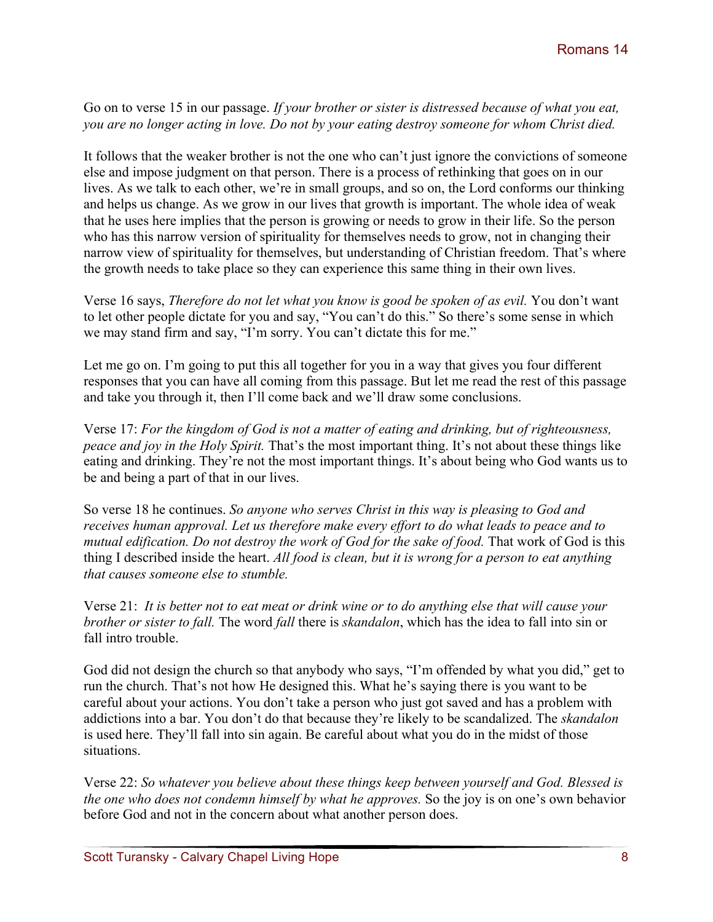Go on to verse 15 in our passage. *If your brother or sister is distressed because of what you eat, you are no longer acting in love. Do not by your eating destroy someone for whom Christ died.*

It follows that the weaker brother is not the one who can't just ignore the convictions of someone else and impose judgment on that person. There is a process of rethinking that goes on in our lives. As we talk to each other, we're in small groups, and so on, the Lord conforms our thinking and helps us change. As we grow in our lives that growth is important. The whole idea of weak that he uses here implies that the person is growing or needs to grow in their life. So the person who has this narrow version of spirituality for themselves needs to grow, not in changing their narrow view of spirituality for themselves, but understanding of Christian freedom. That's where the growth needs to take place so they can experience this same thing in their own lives.

Verse 16 says, *Therefore do not let what you know is good be spoken of as evil.* You don't want to let other people dictate for you and say, "You can't do this." So there's some sense in which we may stand firm and say, "I'm sorry. You can't dictate this for me."

Let me go on. I'm going to put this all together for you in a way that gives you four different responses that you can have all coming from this passage. But let me read the rest of this passage and take you through it, then I'll come back and we'll draw some conclusions.

Verse 17: *For the kingdom of God is not a matter of eating and drinking, but of righteousness, peace and joy in the Holy Spirit.* That's the most important thing. It's not about these things like eating and drinking. They're not the most important things. It's about being who God wants us to be and being a part of that in our lives.

So verse 18 he continues. *So anyone who serves Christ in this way is pleasing to God and receives human approval. Let us therefore make every effort to do what leads to peace and to mutual edification. Do not destroy the work of God for the sake of food.* That work of God is this thing I described inside the heart. *All food is clean, but it is wrong for a person to eat anything that causes someone else to stumble.*

Verse 21: *It is better not to eat meat or drink wine or to do anything else that will cause your brother or sister to fall.* The word *fall* there is *skandalon*, which has the idea to fall into sin or fall intro trouble.

God did not design the church so that anybody who says, "I'm offended by what you did," get to run the church. That's not how He designed this. What he's saying there is you want to be careful about your actions. You don't take a person who just got saved and has a problem with addictions into a bar. You don't do that because they're likely to be scandalized. The *skandalon* is used here. They'll fall into sin again. Be careful about what you do in the midst of those situations.

Verse 22: *So whatever you believe about these things keep between yourself and God. Blessed is the one who does not condemn himself by what he approves.* So the joy is on one's own behavior before God and not in the concern about what another person does.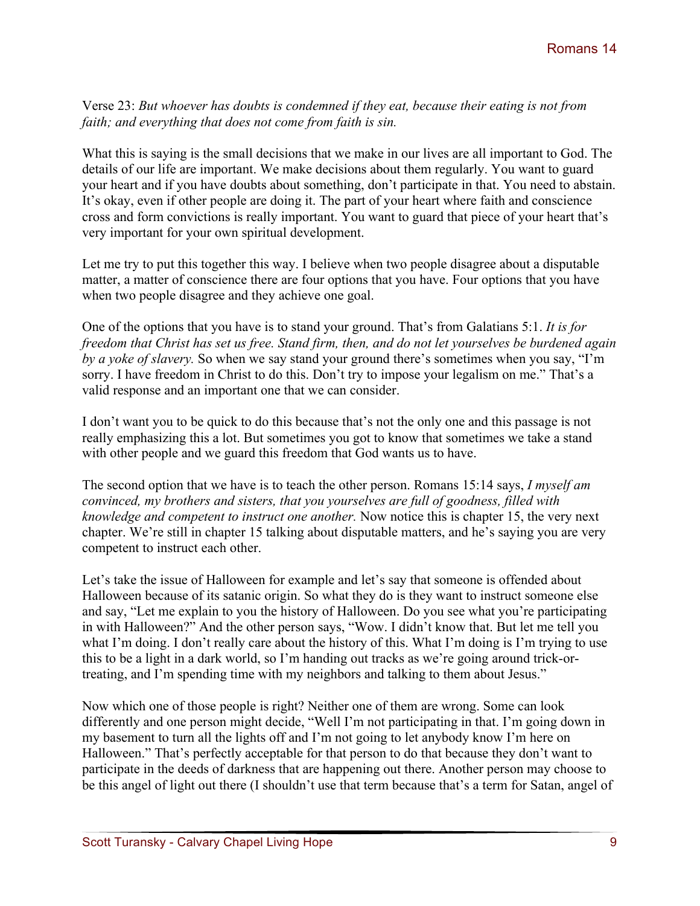Verse 23: *But whoever has doubts is condemned if they eat, because their eating is not from faith; and everything that does not come from faith is sin.*

What this is saying is the small decisions that we make in our lives are all important to God. The details of our life are important. We make decisions about them regularly. You want to guard your heart and if you have doubts about something, don't participate in that. You need to abstain. It's okay, even if other people are doing it. The part of your heart where faith and conscience cross and form convictions is really important. You want to guard that piece of your heart that's very important for your own spiritual development.

Let me try to put this together this way. I believe when two people disagree about a disputable matter, a matter of conscience there are four options that you have. Four options that you have when two people disagree and they achieve one goal.

One of the options that you have is to stand your ground. That's from Galatians 5:1. *It is for freedom that Christ has set us free. Stand firm, then, and do not let yourselves be burdened again by a yoke of slavery.* So when we say stand your ground there's sometimes when you say, "I'm sorry. I have freedom in Christ to do this. Don't try to impose your legalism on me." That's a valid response and an important one that we can consider.

I don't want you to be quick to do this because that's not the only one and this passage is not really emphasizing this a lot. But sometimes you got to know that sometimes we take a stand with other people and we guard this freedom that God wants us to have.

The second option that we have is to teach the other person. Romans 15:14 says, *I myself am convinced, my brothers and sisters, that you yourselves are full of goodness, filled with knowledge and competent to instruct one another.* Now notice this is chapter 15, the very next chapter. We're still in chapter 15 talking about disputable matters, and he's saying you are very competent to instruct each other.

Let's take the issue of Halloween for example and let's say that someone is offended about Halloween because of its satanic origin. So what they do is they want to instruct someone else and say, "Let me explain to you the history of Halloween. Do you see what you're participating in with Halloween?" And the other person says, "Wow. I didn't know that. But let me tell you what I'm doing. I don't really care about the history of this. What I'm doing is I'm trying to use this to be a light in a dark world, so I'm handing out tracks as we're going around trick-or-treating, and I'm spending time with my neighbors and talking to them about Jesus."

Now which one of those people is right? Neither one of them are wrong. Some can look differently and one person might decide, "Well I'm not participating in that. I'm going down in my basement to turn all the lights off and I'm not going to let anybody know I'm here on Halloween." That's perfectly acceptable for that person to do that because they don't want to participate in the deeds of darkness that are happening out there. Another person may choose to be this angel of light out there (I shouldn't use that term because that's a term for Satan, angel of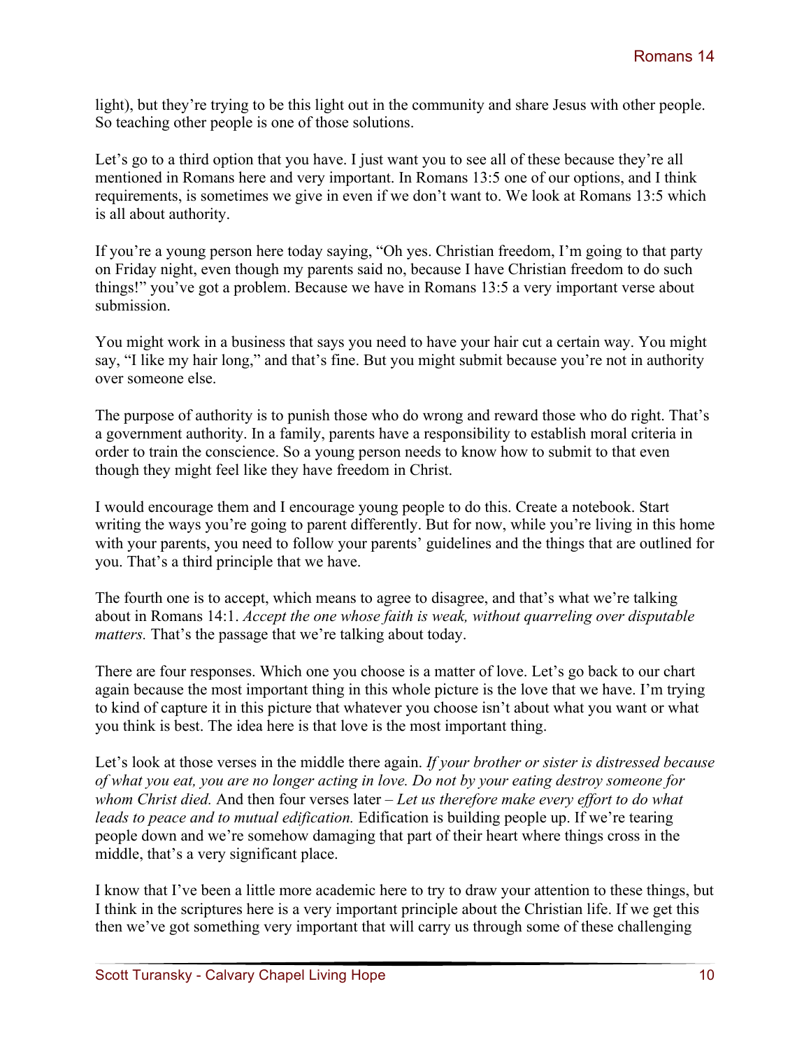light), but they're trying to be this light out in the community and share Jesus with other people. So teaching other people is one of those solutions.

Let's go to a third option that you have. I just want you to see all of these because they're all mentioned in Romans here and very important. In Romans 13:5 one of our options, and I think requirements, is sometimes we give in even if we don't want to. We look at Romans 13:5 which is all about authority.

If you're a young person here today saying, "Oh yes. Christian freedom, I'm going to that party on Friday night, even though my parents said no, because I have Christian freedom to do such things!" you've got a problem. Because we have in Romans 13:5 a very important verse about submission.

You might work in a business that says you need to have your hair cut a certain way. You might say, "I like my hair long," and that's fine. But you might submit because you're not in authority over someone else.

The purpose of authority is to punish those who do wrong and reward those who do right. That's a government authority. In a family, parents have a responsibility to establish moral criteria in order to train the conscience. So a young person needs to know how to submit to that even though they might feel like they have freedom in Christ.

I would encourage them and I encourage young people to do this. Create a notebook. Start writing the ways you're going to parent differently. But for now, while you're living in this home with your parents, you need to follow your parents' guidelines and the things that are outlined for you. That's a third principle that we have.

The fourth one is to accept, which means to agree to disagree, and that's what we're talking about in Romans 14:1. *Accept the one whose faith is weak, without quarreling over disputable matters.* That's the passage that we're talking about today.

There are four responses. Which one you choose is a matter of love. Let's go back to our chart again because the most important thing in this whole picture is the love that we have. I'm trying to kind of capture it in this picture that whatever you choose isn't about what you want or what you think is best. The idea here is that love is the most important thing.

Let's look at those verses in the middle there again. *If your brother or sister is distressed because of what you eat, you are no longer acting in love. Do not by your eating destroy someone for whom Christ died.* And then four verses later – *Let us therefore make every effort to do what leads to peace and to mutual edification.* Edification is building people up. If we're tearing people down and we're somehow damaging that part of their heart where things cross in the middle, that's a very significant place.

I know that I've been a little more academic here to try to draw your attention to these things, but I think in the scriptures here is a very important principle about the Christian life. If we get this then we've got something very important that will carry us through some of these challenging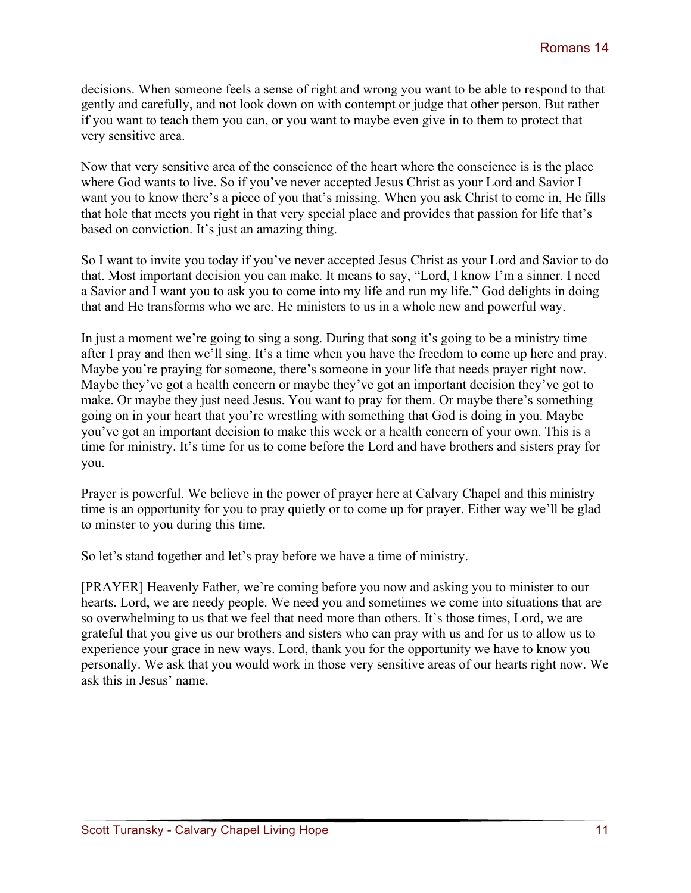decisions. When someone feels a sense of right and wrong you want to be able to respond to that gently and carefully, and not look down on with contempt or judge that other person. But rather if you want to teach them you can, or you want to maybe even give in to them to protect that very sensitive area.

Now that very sensitive area of the conscience of the heart where the conscience is is the place where God wants to live. So if you've never accepted Jesus Christ as your Lord and Savior I want you to know there's a piece of you that's missing. When you ask Christ to come in, He fills that hole that meets you right in that very special place and provides that passion for life that's based on conviction. It's just an amazing thing.

So I want to invite you today if you've never accepted Jesus Christ as your Lord and Savior to do that. Most important decision you can make. It means to say, "Lord, I know I'm a sinner. I need a Savior and I want you to ask you to come into my life and run my life." God delights in doing that and He transforms who we are. He ministers to us in a whole new and powerful way.

In just a moment we're going to sing a song. During that song it's going to be a ministry time after I pray and then we'll sing. It's a time when you have the freedom to come up here and pray. Maybe you're praying for someone, there's someone in your life that needs prayer right now. Maybe they've got a health concern or maybe they've got an important decision they've got to make. Or maybe they just need Jesus. You want to pray for them. Or maybe there's something going on in your heart that you're wrestling with something that God is doing in you. Maybe you've got an important decision to make this week or a health concern of your own. This is a time for ministry. It's time for us to come before the Lord and have brothers and sisters pray for you.

Prayer is powerful. We believe in the power of prayer here at Calvary Chapel and this ministry time is an opportunity for you to pray quietly or to come up for prayer. Either way we'll be glad to minster to you during this time.

So let's stand together and let's pray before we have a time of ministry.

[PRAYER] Heavenly Father, we're coming before you now and asking you to minister to our hearts. Lord, we are needy people. We need you and sometimes we come into situations that are so overwhelming to us that we feel that need more than others. It's those times, Lord, we are grateful that you give us our brothers and sisters who can pray with us and for us to allow us to experience your grace in new ways. Lord, thank you for the opportunity we have to know you personally. We ask that you would work in those very sensitive areas of our hearts right now. We ask this in Jesus' name.